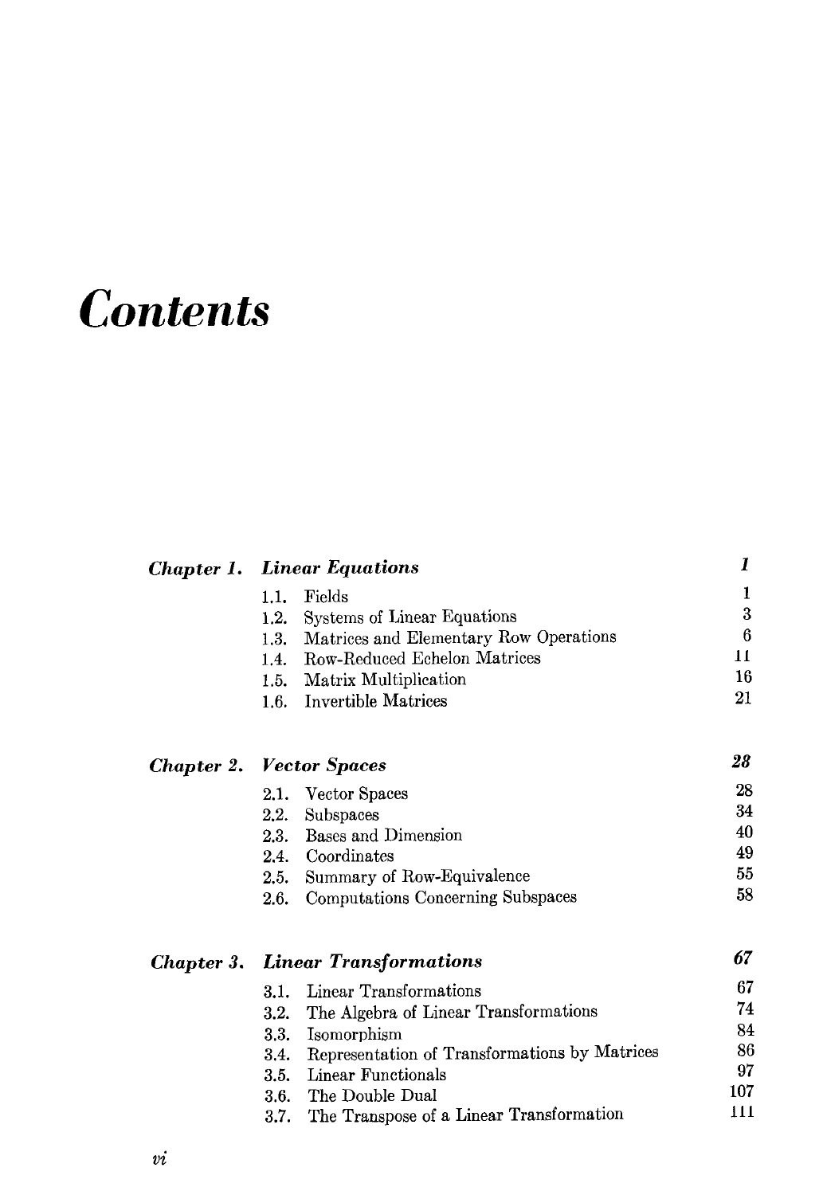# *Contents*

| | | |
|---|---|---|
| ***Chapter 1.*** | ***Linear Equations*** | ***1*** |
| | 1.1. Fields | 1 |
| | 1.2. Systems of Linear Equations | 3 |
| | 1.3. Matrices and Elementary Row Operations | 6 |
| | 1.4. Row-Reduced Echelon Matrices | 11 |
| | 1.5. Matrix Multiplication | 16 |
| | 1.6. Invertible Matrices | 21 |
| ***Chapter 2.*** | ***Vector Spaces*** | ***28*** |
| | 2.1. Vector Spaces | 28 |
| | 2.2. Subspaces | 34 |
| | 2.3. Bases and Dimension | 40 |
| | 2.4. Coordinates | 49 |
| | 2.5. Summary of Row-Equivalence | 55 |
| | 2.6. Computations Concerning Subspaces | 58 |
| ***Chapter 3.*** | ***Linear Transformations*** | ***67*** |
| | 3.1. Linear Transformations | 67 |
| | 3.2. The Algebra of Linear Transformations | 74 |
| | 3.3. Isomorphism | 84 |
| | 3.4. Representation of Transformations by Matrices | 86 |
| | 3.5. Linear Functionals | 97 |
| | 3.6. The Double Dual | 107 |
| | 3.7. The Transpose of a Linear Transformation | 111 |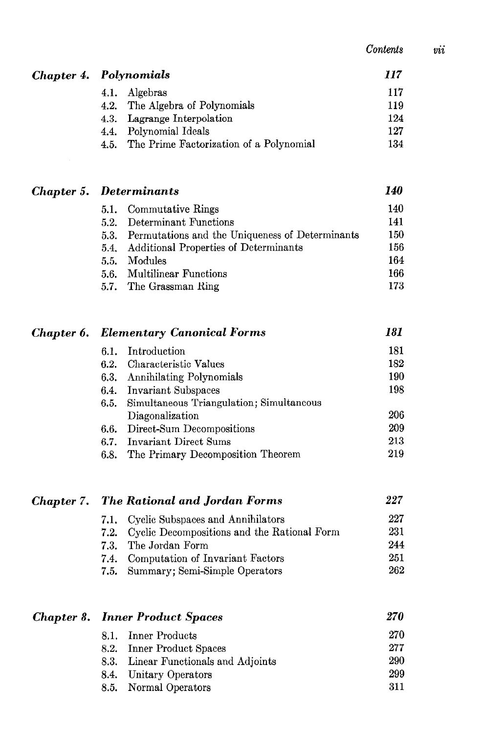| | | |
|---|---|---|
| ***Chapter 4.*** | ***Polynomials*** | ***117*** |
| | 4.1. Algebras | 117 |
| | 4.2. The Algebra of Polynomials | 119 |
| | 4.3. Lagrange Interpolation | 124 |
| | 4.4. Polynomial Ideals | 127 |
| | 4.5. The Prime Factorization of a Polynomial | 134 |
| ***Chapter 5.*** | ***Determinants*** | ***140*** |
| | 5.1. Commutative Rings | 140 |
| | 5.2. Determinant Functions | 141 |
| | 5.3. Permutations and the Uniqueness of Determinants | 150 |
| | 5.4. Additional Properties of Determinants | 156 |
| | 5.5. Modules | 164 |
| | 5.6. Multilinear Functions | 166 |
| | 5.7. The Grassman Ring | 173 |
| ***Chapter 6.*** | ***Elementary Canonical Forms*** | ***181*** |
| | 6.1. Introduction | 181 |
| | 6.2. Characteristic Values | 182 |
| | 6.3. Annihilating Polynomials | 190 |
| | 6.4. Invariant Subspaces | 198 |
| | 6.5. Simultaneous Triangulation; Simultaneous Diagonalization | 206 |
| | 6.6. Direct-Sum Decompositions | 209 |
| | 6.7. Invariant Direct Sums | 213 |
| | 6.8. The Primary Decomposition Theorem | 219 |
| ***Chapter 7.*** | ***The Rational and Jordan Forms*** | ***227*** |
| | 7.1. Cyclic Subspaces and Annihilators | 227 |
| | 7.2. Cyclic Decompositions and the Rational Form | 231 |
| | 7.3. The Jordan Form | 244 |
| | 7.4. Computation of Invariant Factors | 251 |
| | 7.5. Summary; Semi-Simple Operators | 262 |
| ***Chapter 8.*** | ***Inner Product Spaces*** | ***270*** |
| | 8.1. Inner Products | 270 |
| | 8.2. Inner Product Spaces | 277 |
| | 8.3. Linear Functionals and Adjoints | 290 |
| | 8.4. Unitary Operators | 299 |
| | 8.5. Normal Operators | 311 |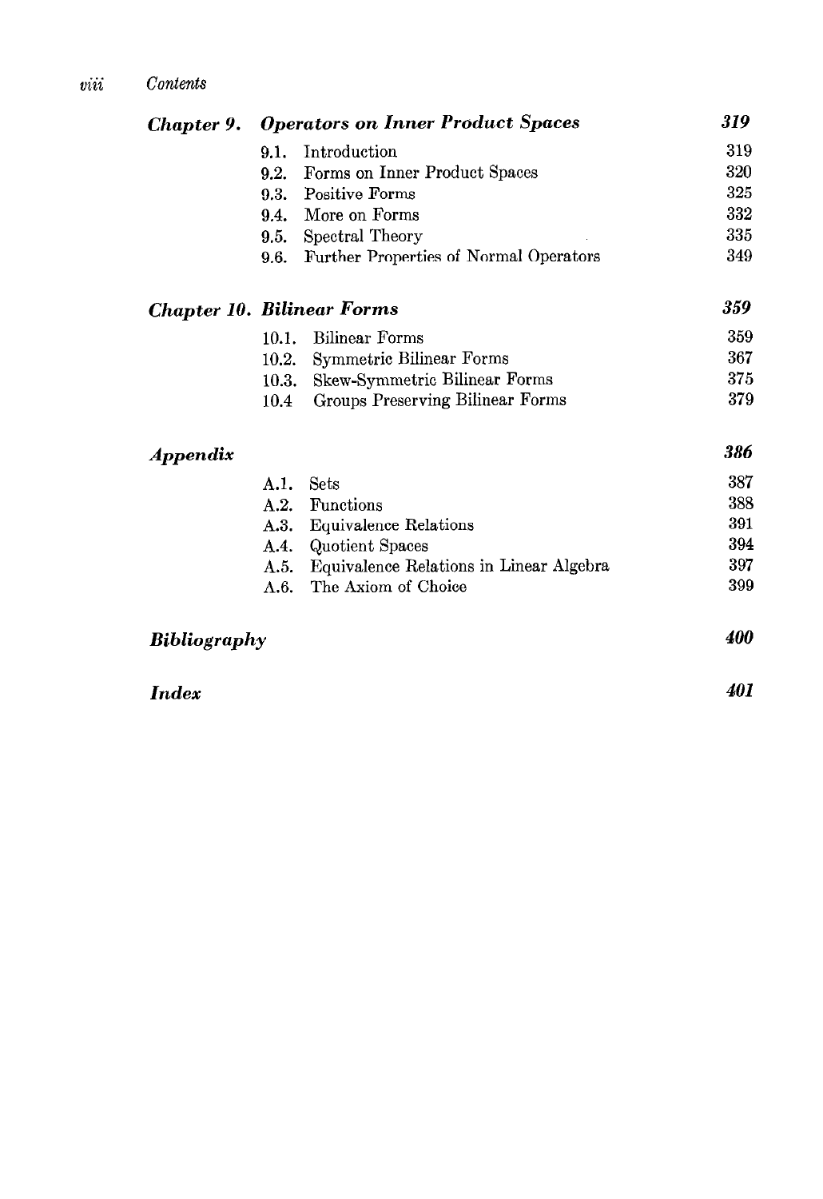| | | |
|---|---|---|
| ***Chapter 9. Operators on Inner Product Spaces*** | | ***319*** |
| | 9.1. Introduction | 319 |
| | 9.2. Forms on Inner Product Spaces | 320 |
| | 9.3. Positive Forms | 325 |
| | 9.4. More on Forms | 332 |
| | 9.5. Spectral Theory | 335 |
| | 9.6. Further Properties of Normal Operators | 349 |
| ***Chapter 10. Bilinear Forms*** | | ***359*** |
| | 10.1. Bilinear Forms | 359 |
| | 10.2. Symmetric Bilinear Forms | 367 |
| | 10.3. Skew-Symmetric Bilinear Forms | 375 |
| | 10.4 Groups Preserving Bilinear Forms | 379 |
| ***Appendix*** | | ***386*** |
| | A.1. Sets | 387 |
| | A.2. Functions | 388 |
| | A.3. Equivalence Relations | 391 |
| | A.4. Quotient Spaces | 394 |
| | A.5. Equivalence Relations in Linear Algebra | 397 |
| | A.6. The Axiom of Choice | 399 |
| ***Bibliography*** | | ***400*** |
| ***Index*** | | ***401*** |